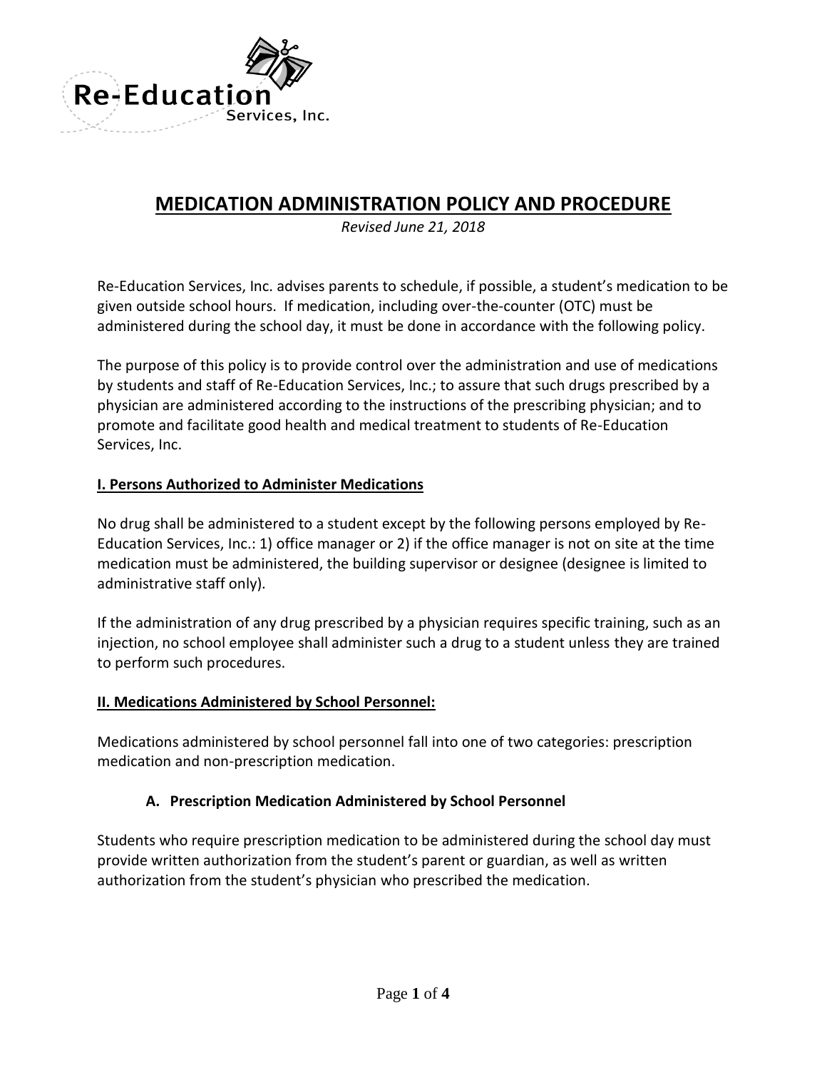# MEDICATION ADMINISTRATION POLICY AND PROCEDURE

*Revised June 21, 2018*

Re-Education Services, Inc. advises parents to schedule, if possible, a student's medication to be given outside school hours. If medication, including over-the-counter (OTC) must be administered during the school day, it must be done in accordance with the following policy.

The purpose of this policy is to provide control over the administration and use of medications by students and staff of Re-Education Services, Inc.; to assure that such drugs prescribed by a physician are administered according to the instructions of the prescribing physician; and to promote and facilitate good health and medical treatment to students of Re-Education Services, Inc.

## I. Persons Authorized to Administer Medications

No drug shall be administered to a student except by the following persons employed by Re-Education Services, Inc.: 1) office manager or 2) if the office manager is not on site at the time medication must be administered, the building supervisor or designee (designee is limited to administrative staff only).

If the administration of any drug prescribed by a physician requires specific training, such as an injection, no school employee shall administer such a drug to a student unless they are trained to perform such procedures.

## II. Medications Administered by School Personnel:

Medications administered by school personnel fall into one of two categories: prescription medication and non-prescription medication.

### A. Prescription Medication Administered by School Personnel

Students who require prescription medication to be administered during the school day must provide written authorization from the student's parent or guardian, as well as written authorization from the student's physician who prescribed the medication.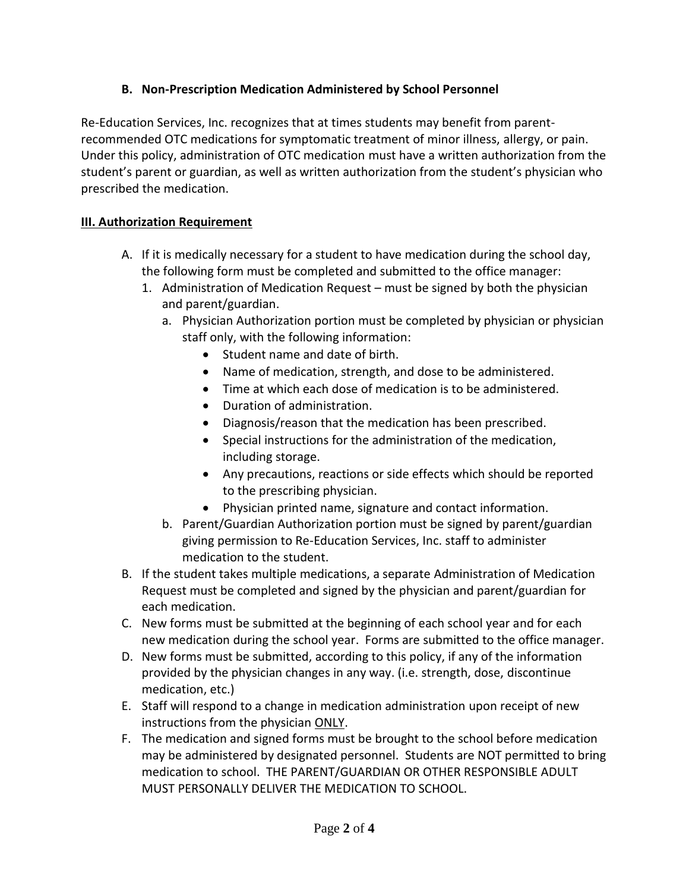### B. Non-Prescription Medication Administered by School Personnel

Re-Education Services, Inc. recognizes that at times students may benefit from parent-recommended OTC medications for symptomatic treatment of minor illness, allergy, or pain. Under this policy, administration of OTC medication must have a written authorization from the student's parent or guardian, as well as written authorization from the student's physician who prescribed the medication.

## III. Authorization Requirement

A. If it is medically necessary for a student to have medication during the school day, the following form must be completed and submitted to the office manager:
   1. Administration of Medication Request – must be signed by both the physician and parent/guardian.
      a. Physician Authorization portion must be completed by physician or physician staff only, with the following information:
         - Student name and date of birth.
         - Name of medication, strength, and dose to be administered.
         - Time at which each dose of medication is to be administered.
         - Duration of administration.
         - Diagnosis/reason that the medication has been prescribed.
         - Special instructions for the administration of the medication, including storage.
         - Any precautions, reactions or side effects which should be reported to the prescribing physician.
         - Physician printed name, signature and contact information.
      b. Parent/Guardian Authorization portion must be signed by parent/guardian giving permission to Re-Education Services, Inc. staff to administer medication to the student.

B. If the student takes multiple medications, a separate Administration of Medication Request must be completed and signed by the physician and parent/guardian for each medication.

C. New forms must be submitted at the beginning of each school year and for each new medication during the school year. Forms are submitted to the office manager.

D. New forms must be submitted, according to this policy, if any of the information provided by the physician changes in any way. (i.e. strength, dose, discontinue medication, etc.)

E. Staff will respond to a change in medication administration upon receipt of new instructions from the physician <u>ONLY</u>.

F. The medication and signed forms must be brought to the school before medication may be administered by designated personnel. Students are NOT permitted to bring medication to school. THE PARENT/GUARDIAN OR OTHER RESPONSIBLE ADULT MUST PERSONALLY DELIVER THE MEDICATION TO SCHOOL.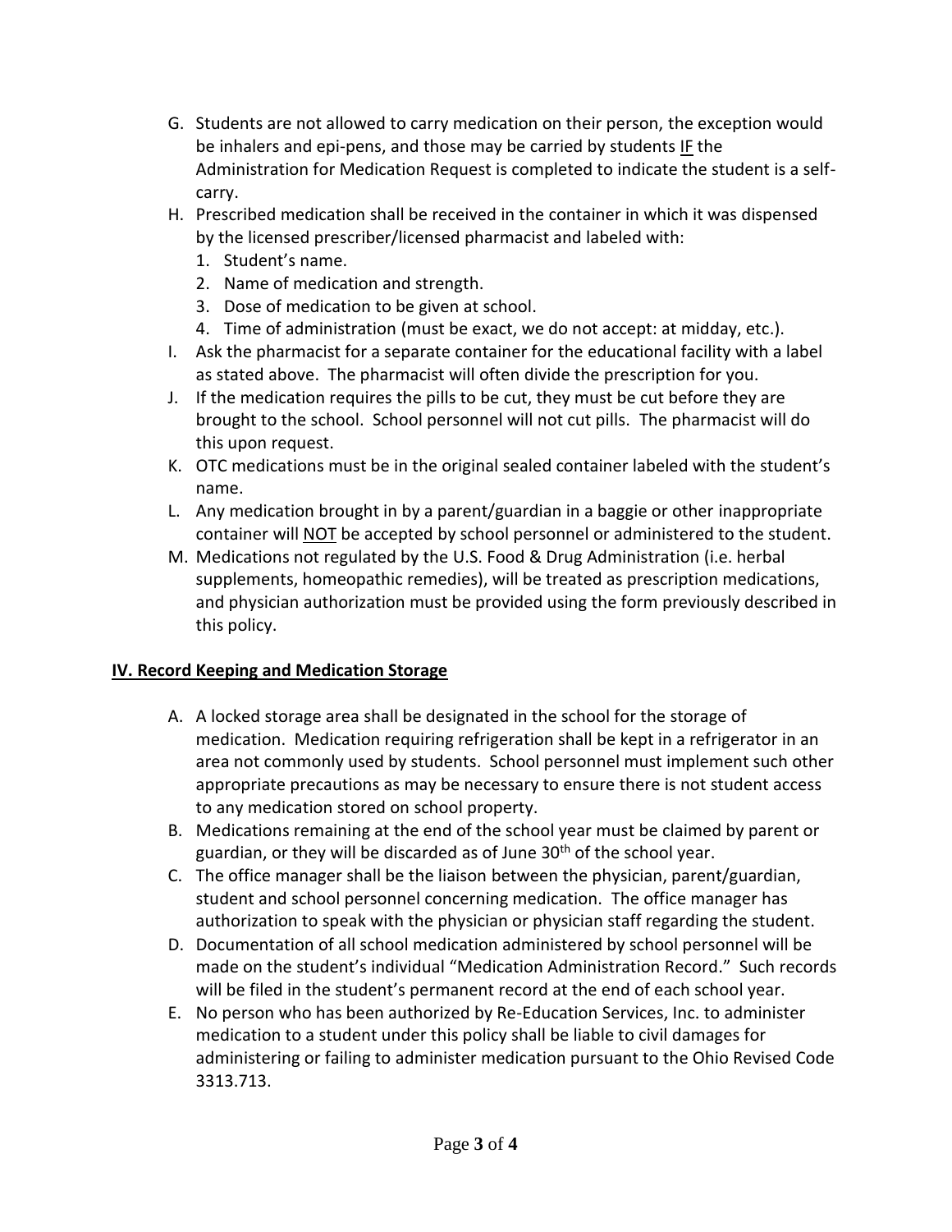G. Students are not allowed to carry medication on their person, the exception would be inhalers and epi-pens, and those may be carried by students <u>IF</u> the Administration for Medication Request is completed to indicate the student is a self-carry.
H. Prescribed medication shall be received in the container in which it was dispensed by the licensed prescriber/licensed pharmacist and labeled with:
   1. Student's name.
   2. Name of medication and strength.
   3. Dose of medication to be given at school.
   4. Time of administration (must be exact, we do not accept: at midday, etc.).
I. Ask the pharmacist for a separate container for the educational facility with a label as stated above. The pharmacist will often divide the prescription for you.
J. If the medication requires the pills to be cut, they must be cut before they are brought to the school. School personnel will not cut pills. The pharmacist will do this upon request.
K. OTC medications must be in the original sealed container labeled with the student's name.
L. Any medication brought in by a parent/guardian in a baggie or other inappropriate container will <u>NOT</u> be accepted by school personnel or administered to the student.
M. Medications not regulated by the U.S. Food & Drug Administration (i.e. herbal supplements, homeopathic remedies), will be treated as prescription medications, and physician authorization must be provided using the form previously described in this policy.

## IV. Record Keeping and Medication Storage

A. A locked storage area shall be designated in the school for the storage of medication. Medication requiring refrigeration shall be kept in a refrigerator in an area not commonly used by students. School personnel must implement such other appropriate precautions as may be necessary to ensure there is not student access to any medication stored on school property.
B. Medications remaining at the end of the school year must be claimed by parent or guardian, or they will be discarded as of June 30th of the school year.
C. The office manager shall be the liaison between the physician, parent/guardian, student and school personnel concerning medication. The office manager has authorization to speak with the physician or physician staff regarding the student.
D. Documentation of all school medication administered by school personnel will be made on the student's individual "Medication Administration Record." Such records will be filed in the student's permanent record at the end of each school year.
E. No person who has been authorized by Re-Education Services, Inc. to administer medication to a student under this policy shall be liable to civil damages for administering or failing to administer medication pursuant to the Ohio Revised Code 3313.713.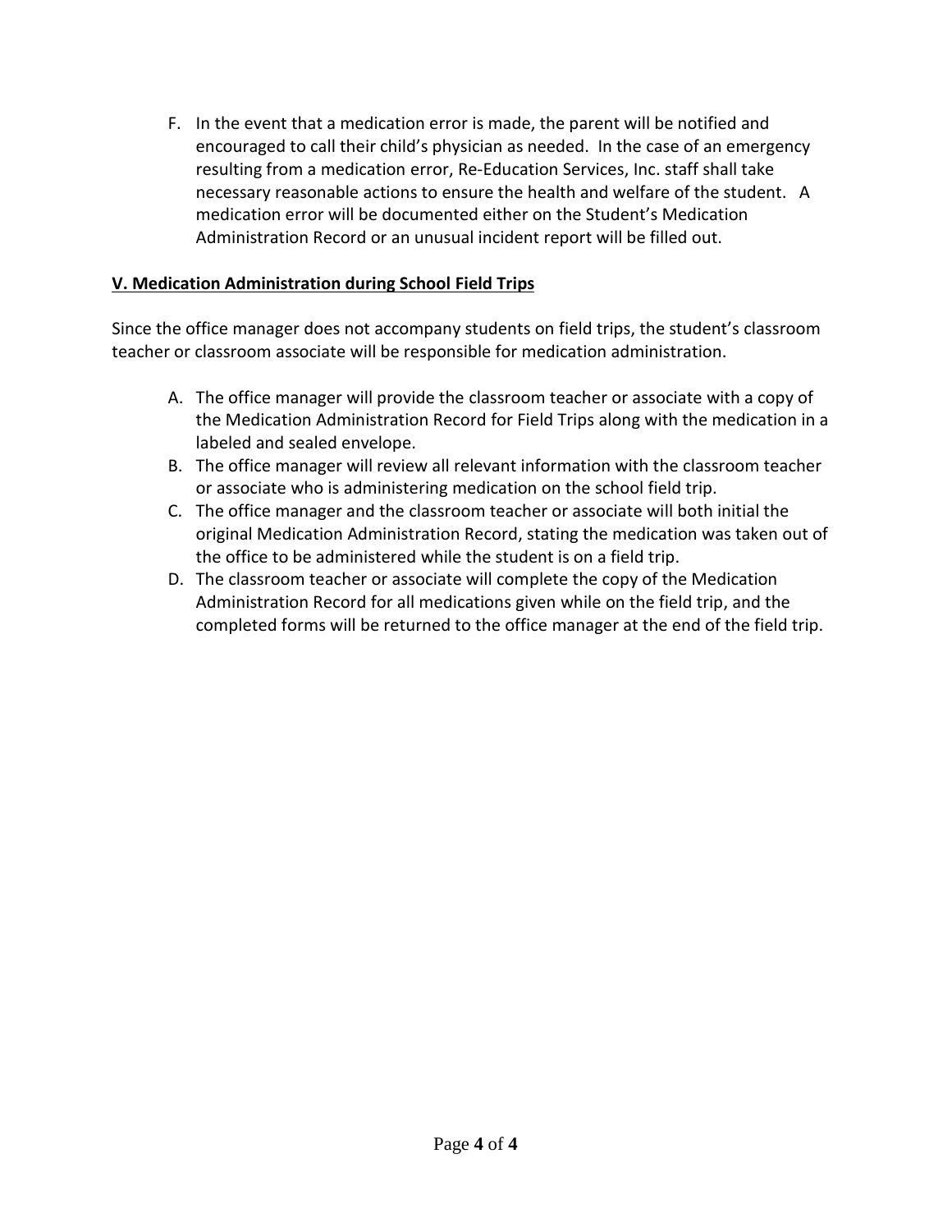F. In the event that a medication error is made, the parent will be notified and encouraged to call their child's physician as needed. In the case of an emergency resulting from a medication error, Re-Education Services, Inc. staff shall take necessary reasonable actions to ensure the health and welfare of the student. A medication error will be documented either on the Student's Medication Administration Record or an unusual incident report will be filled out.

## V. Medication Administration during School Field Trips

Since the office manager does not accompany students on field trips, the student's classroom teacher or classroom associate will be responsible for medication administration.

A. The office manager will provide the classroom teacher or associate with a copy of the Medication Administration Record for Field Trips along with the medication in a labeled and sealed envelope.

B. The office manager will review all relevant information with the classroom teacher or associate who is administering medication on the school field trip.

C. The office manager and the classroom teacher or associate will both initial the original Medication Administration Record, stating the medication was taken out of the office to be administered while the student is on a field trip.

D. The classroom teacher or associate will complete the copy of the Medication Administration Record for all medications given while on the field trip, and the completed forms will be returned to the office manager at the end of the field trip.